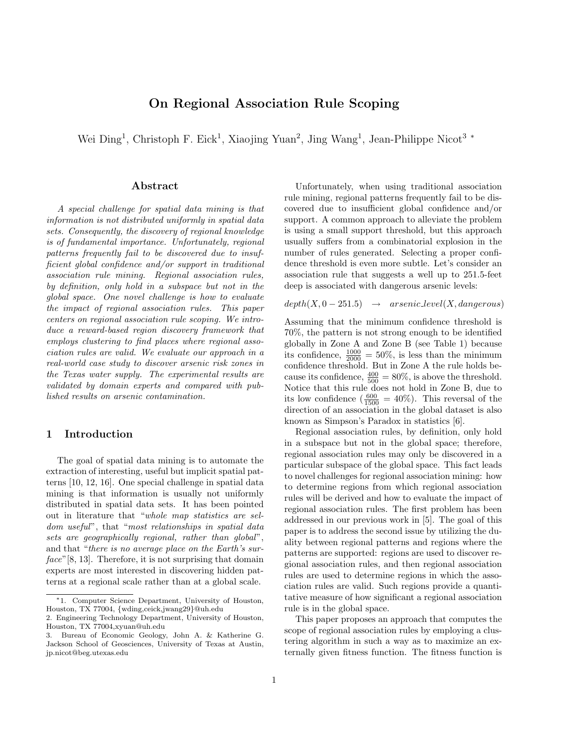# On Regional Association Rule Scoping

Wei Ding[1], Christoph F. Eick[1], Xiaojing Yuan[2], Jing Wang[1], Jean-Philippe Nicot[3] *

## Abstract

*A special challenge for spatial data mining is that information is not distributed uniformly in spatial data sets. Consequently, the discovery of regional knowledge is of fundamental importance. Unfortunately, regional patterns frequently fail to be discovered due to insufficient global confidence and/or support in traditional association rule mining. Regional association rules, by definition, only hold in a subspace but not in the global space. One novel challenge is how to evaluate the impact of regional association rules. This paper centers on regional association rule scoping. We introduce a reward-based region discovery framework that employs clustering to find places where regional association rules are valid. We evaluate our approach in a real-world case study to discover arsenic risk zones in the Texas water supply. The experimental results are validated by domain experts and compared with published results on arsenic contamination.*

## 1 Introduction

The goal of spatial data mining is to automate the extraction of interesting, useful but implicit spatial patterns [10, 12, 16]. One special challenge in spatial data mining is that information is usually not uniformly distributed in spatial data sets. It has been pointed out in literature that "*whole map statistics are seldom useful*", that "*most relationships in spatial data sets are geographically regional, rather than global*", and that "*there is no average place on the Earth's surface*"[8, 13]. Therefore, it is not surprising that domain experts are most interested in discovering hidden patterns at a regional scale rather than at a global scale.

Unfortunately, when using traditional association rule mining, regional patterns frequently fail to be discovered due to insufficient global confidence and/or support. A common approach to alleviate the problem is using a small support threshold, but this approach usually suffers from a combinatorial explosion in the number of rules generated. Selecting a proper confidence threshold is even more subtle. Let's consider an association rule that suggests a well up to 251.5-feet deep is associated with dangerous arsenic levels:

$$depth(X, 0 - 251.5) \quad \rightarrow \quad arsenic\_level(X, dangerous)$$

Assuming that the minimum confidence threshold is 70%, the pattern is not strong enough to be identified globally in Zone A and Zone B (see Table 1) because its confidence, $\frac{1000}{2000} = 50\%$, is less than the minimum confidence threshold. But in Zone A the rule holds because its confidence, $\frac{400}{500} = 80\%$, is above the threshold. Notice that this rule does not hold in Zone B, due to its low confidence ($\frac{600}{1500} = 40\%$). This reversal of the direction of an association in the global dataset is also known as Simpson's Paradox in statistics [6].

Regional association rules, by definition, only hold in a subspace but not in the global space; therefore, regional association rules may only be discovered in a particular subspace of the global space. This fact leads to novel challenges for regional association mining: how to determine regions from which regional association rules will be derived and how to evaluate the impact of regional association rules. The first problem has been addressed in our previous work in [5]. The goal of this paper is to address the second issue by utilizing the duality between regional patterns and regions where the patterns are supported: regions are used to discover regional association rules, and then regional association rules are used to determine regions in which the association rules are valid. Such regions provide a quantitative measure of how significant a regional association rule is in the global space.

This paper proposes an approach that computes the scope of regional association rules by employing a clustering algorithm in such a way as to maximize an externally given fitness function. The fitness function is

---

*1. Computer Science Department, University of Houston, Houston, TX 77004, {wding,ceick,jwang29}@uh.edu
2. Engineering Technology Department, University of Houston, Houston, TX 77004,xyuan@uh.edu
3. Bureau of Economic Geology, John A. & Katherine G. Jackson School of Geosciences, University of Texas at Austin, jp.nicot@beg.utexas.edu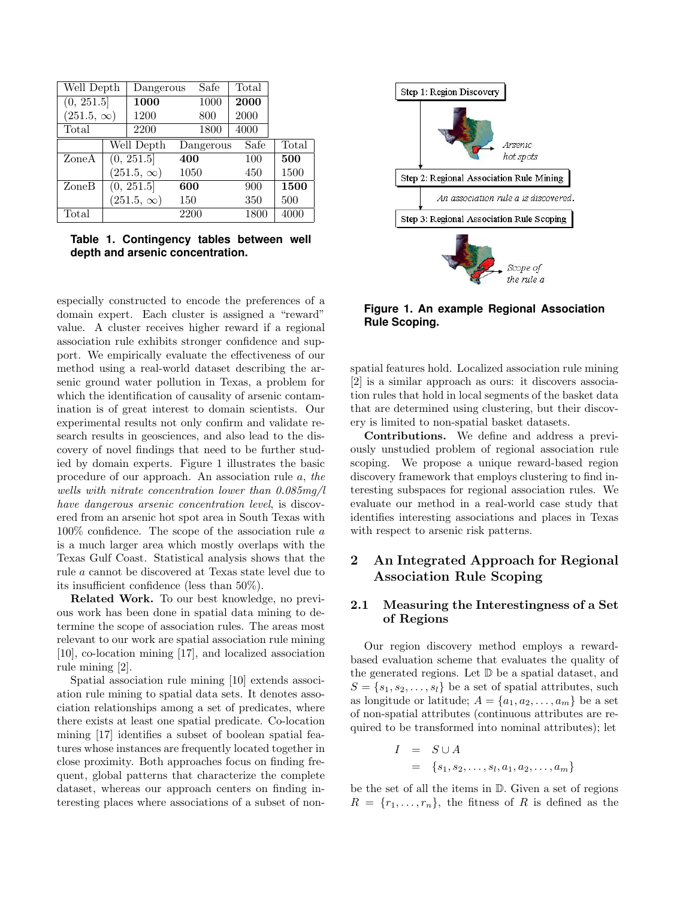| Well Depth | Dangerous | Safe | Total |
|---|---|---|---|
| (0, 251.5] | **1000** | 1000 | **2000** |
| (251.5, $\infty$) | 1200 | 800 | 2000 |
| Total | 2200 | 1800 | 4000 |

| | Well Depth | Dangerous | Safe | Total |
|---|---|---|---|---|
| ZoneA | (0, 251.5] | **400** | 100 | **500** |
| | (251.5, $\infty$) | 1050 | 450 | 1500 |
| ZoneB | (0, 251.5] | **600** | 900 | **1500** |
| | (251.5, $\infty$) | 150 | 350 | 500 |
| Total | | 2200 | 1800 | 4000 |

**Table 1. Contingency tables between well depth and arsenic concentration.**

especially constructed to encode the preferences of a domain expert. Each cluster is assigned a "reward" value. A cluster receives higher reward if a regional association rule exhibits stronger confidence and support. We empirically evaluate the effectiveness of our method using a real-world dataset describing the arsenic ground water pollution in Texas, a problem for which the identification of causality of arsenic contamination is of great interest to domain scientists. Our experimental results not only confirm and validate research results in geosciences, and also lead to the discovery of novel findings that need to be further studied by domain experts. Figure 1 illustrates the basic procedure of our approach. An association rule $a$, *the wells with nitrate concentration lower than 0.085mg/l have dangerous arsenic concentration level*, is discovered from an arsenic hot spot area in South Texas with 100% confidence. The scope of the association rule $a$ is a much larger area which mostly overlaps with the Texas Gulf Coast. Statistical analysis shows that the rule $a$ cannot be discovered at Texas state level due to its insufficient confidence (less than 50%).

Step 1: Region Discovery

Arsenic hot spots

Step 2: Regional Association Rule Mining

An association rule a is discovered.

Step 3: Regional Association Rule Scoping

Scope of the rule a

**Figure 1. An example Regional Association Rule Scoping.**

**Related Work.** To our best knowledge, no previous work has been done in spatial data mining to determine the scope of association rules. The areas most relevant to our work are spatial association rule mining [10], co-location mining [17], and localized association rule mining [2].

Spatial association rule mining [10] extends association rule mining to spatial data sets. It denotes association relationships among a set of predicates, where there exists at least one spatial predicate. Co-location mining [17] identifies a subset of boolean spatial features whose instances are frequently located together in close proximity. Both approaches focus on finding frequent, global patterns that characterize the complete dataset, whereas our approach centers on finding interesting places where associations of a subset of non-spatial features hold. Localized association rule mining [2] is a similar approach as ours: it discovers association rules that hold in local segments of the basket data that are determined using clustering, but their discovery is limited to non-spatial basket datasets.

**Contributions.** We define and address a previously unstudied problem of regional association rule scoping. We propose a unique reward-based region discovery framework that employs clustering to find interesting subspaces for regional association rules. We evaluate our method in a real-world case study that identifies interesting associations and places in Texas with respect to arsenic risk patterns.

## 2 An Integrated Approach for Regional Association Rule Scoping

### 2.1 Measuring the Interestingness of a Set of Regions

Our region discovery method employs a reward-based evaluation scheme that evaluates the quality of the generated regions. Let $\mathbb{D}$ be a spatial dataset, and $S = \{s_1, s_2, \ldots, s_l\}$ be a set of spatial attributes, such as longitude or latitude; $A = \{a_1, a_2, \ldots, a_m\}$ be a set of non-spatial attributes (continuous attributes are required to be transformed into nominal attributes); let

$$
\begin{aligned}
I &= S \cup A \\
&= \{s_1, s_2, \ldots, s_l, a_1, a_2, \ldots, a_m\}
\end{aligned}
$$

be the set of all the items in $\mathbb{D}$. Given a set of regions $R = \{r_1, \ldots, r_n\}$, the fitness of $R$ is defined as the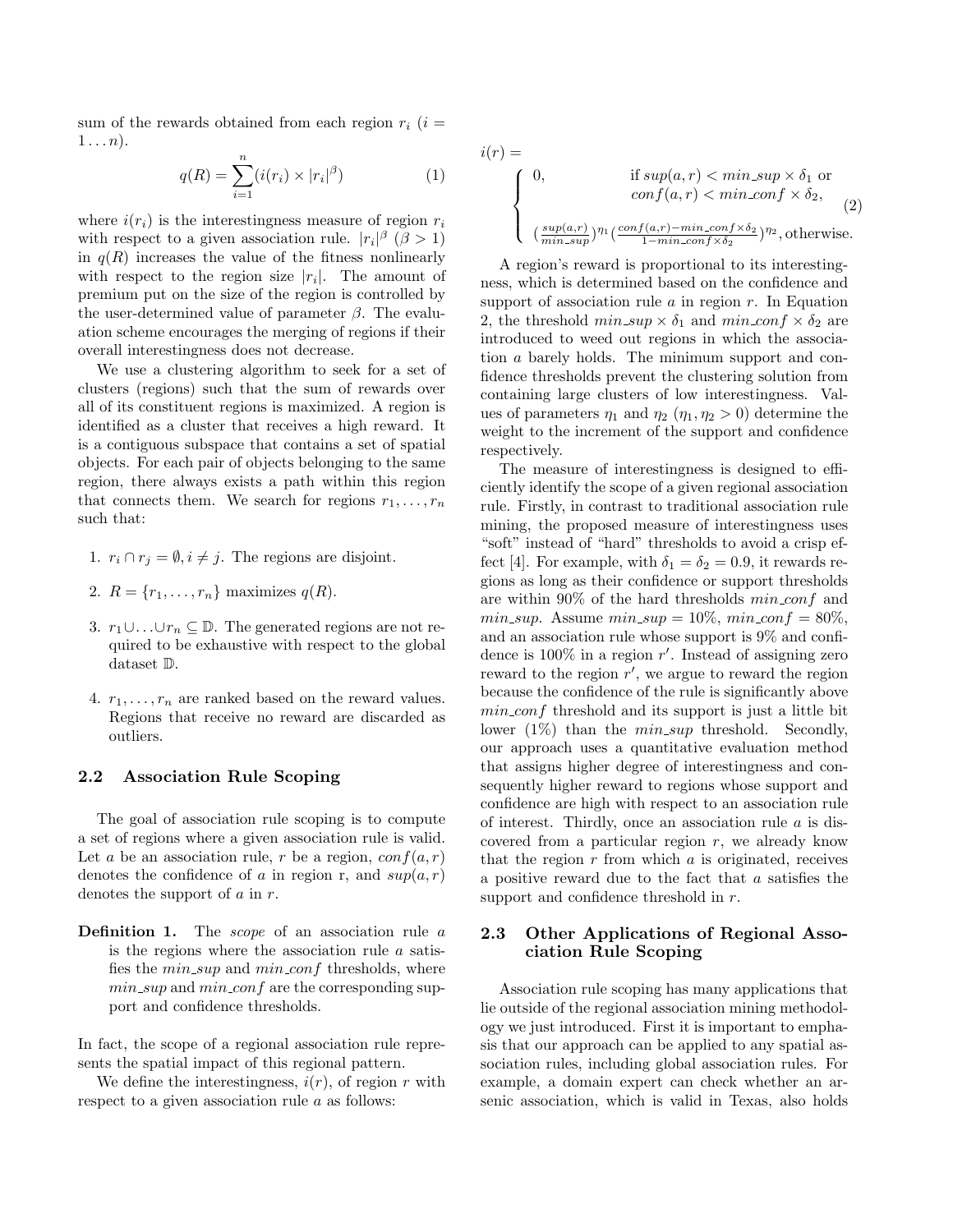sum of the rewards obtained from each region $r_i$ ($i = 1 \ldots n$).

$$q(R) = \sum_{i=1}^{n} (i(r_i) \times |r_i|^\beta) \quad (1)$$

where $i(r_i)$ is the interestingness measure of region $r_i$ with respect to a given association rule. $|r_i|^\beta$ ($\beta > 1$) in $q(R)$ increases the value of the fitness nonlinearly with respect to the region size $|r_i|$. The amount of premium put on the size of the region is controlled by the user-determined value of parameter $\beta$. The evaluation scheme encourages the merging of regions if their overall interestingness does not decrease.

We use a clustering algorithm to seek for a set of clusters (regions) such that the sum of rewards over all of its constituent regions is maximized. A region is identified as a cluster that receives a high reward. It is a contiguous subspace that contains a set of spatial objects. For each pair of objects belonging to the same region, there always exists a path within this region that connects them. We search for regions $r_1, \ldots, r_n$ such that:

1. $r_i \cap r_j = \emptyset, i \neq j$. The regions are disjoint.
2. $R = \{r_1, \ldots, r_n\}$ maximizes $q(R)$.
3. $r_1 \cup \ldots \cup r_n \subseteq \mathbb{D}$. The generated regions are not required to be exhaustive with respect to the global dataset $\mathbb{D}$.
4. $r_1, \ldots, r_n$ are ranked based on the reward values. Regions that receive no reward are discarded as outliers.

### 2.2 Association Rule Scoping

The goal of association rule scoping is to compute a set of regions where a given association rule is valid. Let $a$ be an association rule, $r$ be a region, $conf(a, r)$ denotes the confidence of $a$ in region r, and $sup(a, r)$ denotes the support of $a$ in $r$.

**Definition 1.** The *scope* of an association rule $a$ is the regions where the association rule $a$ satisfies the $min\_sup$ and $min\_conf$ thresholds, where $min\_sup$ and $min\_conf$ are the corresponding support and confidence thresholds.

In fact, the scope of a regional association rule represents the spatial impact of this regional pattern.

We define the interestingness, $i(r)$, of region $r$ with respect to a given association rule $a$ as follows:

$$i(r) = \begin{cases} 0, & \text{if } sup(a,r) < min\_sup \times \delta_1 \text{ or } \\ & conf(a,r) < min\_conf \times \delta_2, \\ \left(\frac{sup(a,r)}{min\_sup}\right)^{\eta_1} \left(\frac{conf(a,r) - min\_conf \times \delta_2}{1 - min\_conf \times \delta_2}\right)^{\eta_2}, & \text{otherwise.} \end{cases} \quad (2)$$

A region's reward is proportional to its interestingness, which is determined based on the confidence and support of association rule $a$ in region $r$. In Equation 2, the threshold $min\_sup \times \delta_1$ and $min\_conf \times \delta_2$ are introduced to weed out regions in which the association $a$ barely holds. The minimum support and confidence thresholds prevent the clustering solution from containing large clusters of low interestingness. Values of parameters $\eta_1$ and $\eta_2$ ($\eta_1, \eta_2 > 0$) determine the weight to the increment of the support and confidence respectively.

The measure of interestingness is designed to efficiently identify the scope of a given regional association rule. Firstly, in contrast to traditional association rule mining, the proposed measure of interestingness uses "soft" instead of "hard" thresholds to avoid a crisp effect [4]. For example, with $\delta_1 = \delta_2 = 0.9$, it rewards regions as long as their confidence or support thresholds are within 90% of the hard thresholds $min\_conf$ and $min\_sup$. Assume $min\_sup = 10\%$, $min\_conf = 80\%$, and an association rule whose support is 9% and confidence is 100% in a region $r'$. Instead of assigning zero reward to the region $r'$, we argue to reward the region because the confidence of the rule is significantly above $min\_conf$ threshold and its support is just a little bit lower (1%) than the $min\_sup$ threshold. Secondly, our approach uses a quantitative evaluation method that assigns higher degree of interestingness and consequently higher reward to regions whose support and confidence are high with respect to an association rule of interest. Thirdly, once an association rule $a$ is discovered from a particular region $r$, we already know that the region $r$ from which $a$ is originated, receives a positive reward due to the fact that $a$ satisfies the support and confidence threshold in $r$.

### 2.3 Other Applications of Regional Association Rule Scoping

Association rule scoping has many applications that lie outside of the regional association mining methodology we just introduced. First it is important to emphasis that our approach can be applied to any spatial association rules, including global association rules. For example, a domain expert can check whether an arsenic association, which is valid in Texas, also holds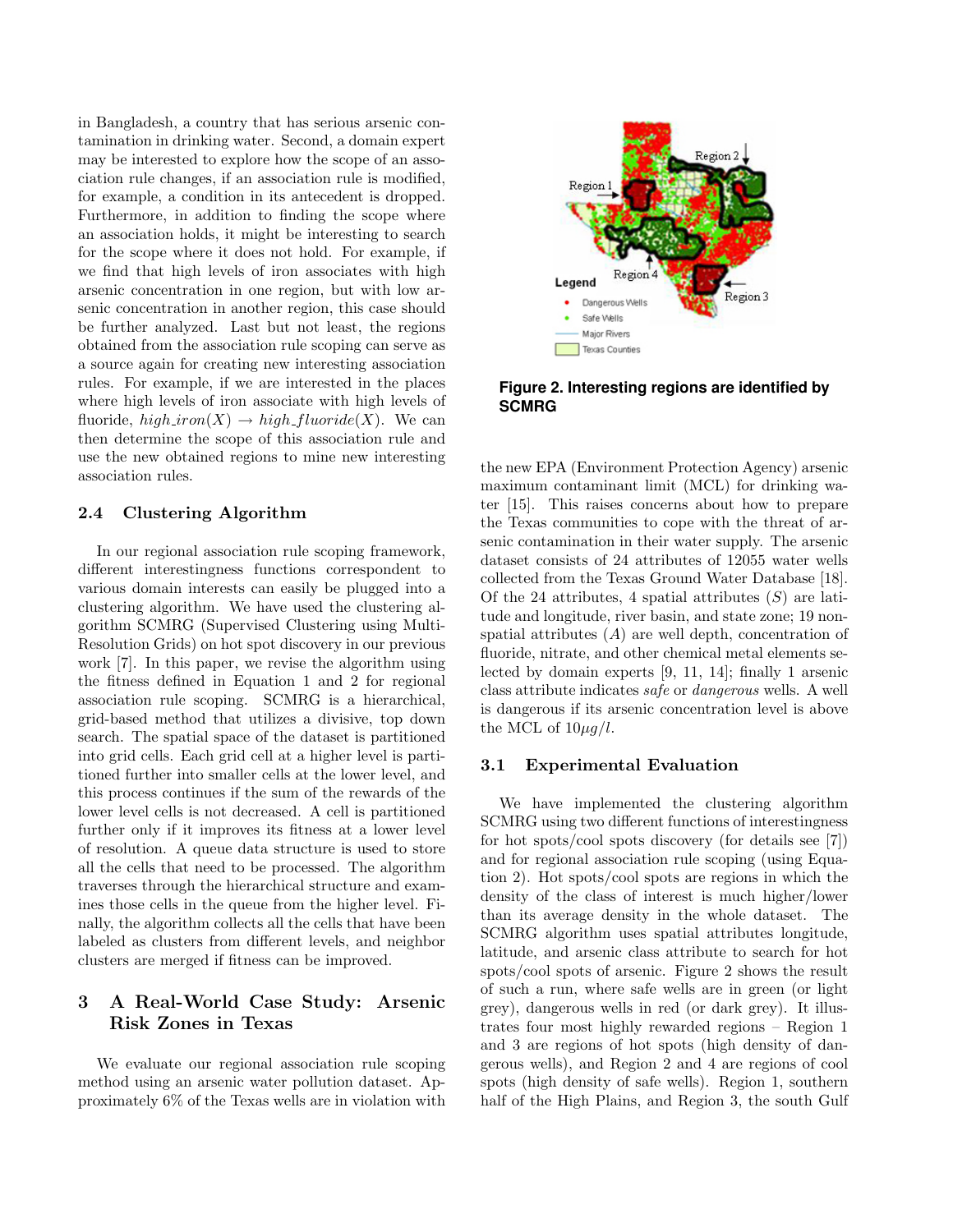in Bangladesh, a country that has serious arsenic contamination in drinking water. Second, a domain expert may be interested to explore how the scope of an association rule changes, if an association rule is modified, for example, a condition in its antecedent is dropped. Furthermore, in addition to finding the scope where an association holds, it might be interesting to search for the scope where it does not hold. For example, if we find that high levels of iron associates with high arsenic concentration in one region, but with low arsenic concentration in another region, this case should be further analyzed. Last but not least, the regions obtained from the association rule scoping can serve as a source again for creating new interesting association rules. For example, if we are interested in the places where high levels of iron associate with high levels of fluoride, $high\_iron(X) \rightarrow high\_fluoride(X)$. We can then determine the scope of this association rule and use the new obtained regions to mine new interesting association rules.

### 2.4 Clustering Algorithm

In our regional association rule scoping framework, different interestingness functions correspondent to various domain interests can easily be plugged into a clustering algorithm. We have used the clustering algorithm SCMRG (Supervised Clustering using Multi-Resolution Grids) on hot spot discovery in our previous work [7]. In this paper, we revise the algorithm using the fitness defined in Equation 1 and 2 for regional association rule scoping. SCMRG is a hierarchical, grid-based method that utilizes a divisive, top down search. The spatial space of the dataset is partitioned into grid cells. Each grid cell at a higher level is partitioned further into smaller cells at the lower level, and this process continues if the sum of the rewards of the lower level cells is not decreased. A cell is partitioned further only if it improves its fitness at a lower level of resolution. A queue data structure is used to store all the cells that need to be processed. The algorithm traverses through the hierarchical structure and examines those cells in the queue from the higher level. Finally, the algorithm collects all the cells that have been labeled as clusters from different levels, and neighbor clusters are merged if fitness can be improved.

## 3 A Real-World Case Study: Arsenic Risk Zones in Texas

We evaluate our regional association rule scoping method using an arsenic water pollution dataset. Approximately 6% of the Texas wells are in violation with the new EPA (Environment Protection Agency) arsenic maximum contaminant limit (MCL) for drinking water [15]. This raises concerns about how to prepare the Texas communities to cope with the threat of arsenic contamination in their water supply. The arsenic dataset consists of 24 attributes of 12055 water wells collected from the Texas Ground Water Database [18]. Of the 24 attributes, 4 spatial attributes ($S$) are latitude and longitude, river basin, and state zone; 19 non-spatial attributes ($A$) are well depth, concentration of fluoride, nitrate, and other chemical metal elements selected by domain experts [9, 11, 14]; finally 1 arsenic class attribute indicates *safe* or *dangerous* wells. A well is dangerous if its arsenic concentration level is above the MCL of $10\mu g/l$.

**Figure 2. Interesting regions are identified by SCMRG**

### 3.1 Experimental Evaluation

We have implemented the clustering algorithm SCMRG using two different functions of interestingness for hot spots/cool spots discovery (for details see [7]) and for regional association rule scoping (using Equation 2). Hot spots/cool spots are regions in which the density of the class of interest is much higher/lower than its average density in the whole dataset. The SCMRG algorithm uses spatial attributes longitude, latitude, and arsenic class attribute to search for hot spots/cool spots of arsenic. Figure 2 shows the result of such a run, where safe wells are in green (or light grey), dangerous wells in red (or dark grey). It illustrates four most highly rewarded regions – Region 1 and 3 are regions of hot spots (high density of dangerous wells), and Region 2 and 4 are regions of cool spots (high density of safe wells). Region 1, southern half of the High Plains, and Region 3, the south Gulf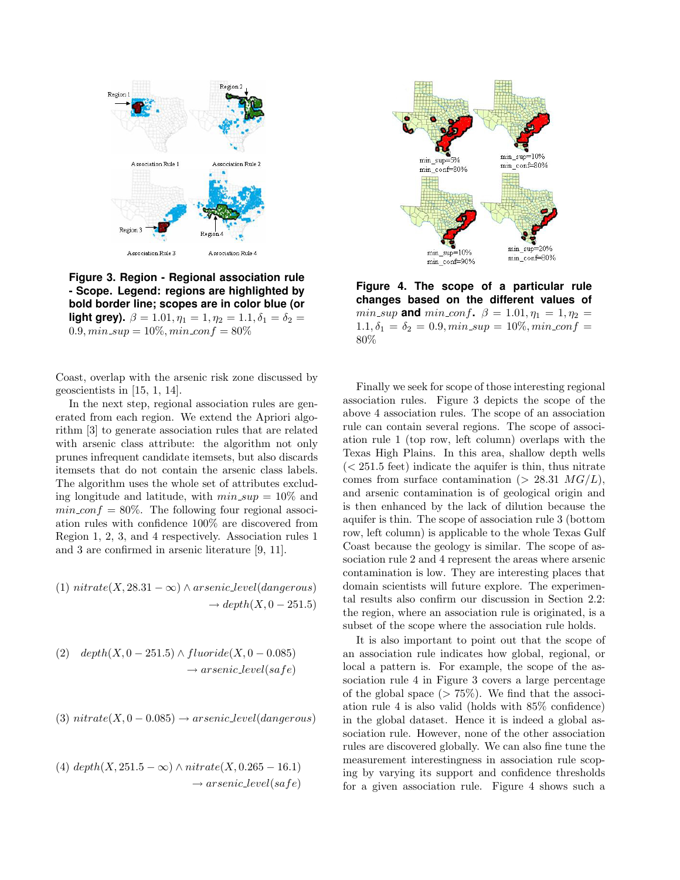**Figure 3. Region - Regional association rule - Scope. Legend: regions are highlighted by bold border line; scopes are in color blue (or light grey).** $\beta = 1.01, \eta_1 = 1, \eta_2 = 1.1, \delta_1 = \delta_2 = 0.9, min\_sup = 10\%, min\_conf = 80\%$

Coast, overlap with the arsenic risk zone discussed by geoscientists in [15, 1, 14].

In the next step, regional association rules are generated from each region. We extend the Apriori algorithm [3] to generate association rules that are related with arsenic class attribute: the algorithm not only prunes infrequent candidate itemsets, but also discards itemsets that do not contain the arsenic class labels. The algorithm uses the whole set of attributes excluding longitude and latitude, with $min\_sup = 10\%$ and $min\_conf = 80\%$. The following four regional association rules with confidence 100% are discovered from Region 1, 2, 3, and 4 respectively. Association rules 1 and 3 are confirmed in arsenic literature [9, 11].

$$(1)\ nitrate(X, 28.31 - \infty) \wedge arsenic\_level(dangerous) \rightarrow depth(X, 0 - 251.5)$$

$$(2)\ depth(X, 0 - 251.5) \wedge fluoride(X, 0 - 0.085) \rightarrow arsenic\_level(safe)$$

$$(3)\ nitrate(X, 0 - 0.085) \rightarrow arsenic\_level(dangerous)$$

$$(4)\ depth(X, 251.5 - \infty) \wedge nitrate(X, 0.265 - 16.1) \rightarrow arsenic\_level(safe)$$

**Figure 4. The scope of a particular rule changes based on the different values of** $min\_sup$ **and** $min\_conf$**.** $\beta = 1.01, \eta_1 = 1, \eta_2 = 1.1, \delta_1 = \delta_2 = 0.9, min\_sup = 10\%, min\_conf = 80\%$

Finally we seek for scope of those interesting regional association rules. Figure 3 depicts the scope of the above 4 association rules. The scope of an association rule can contain several regions. The scope of association rule 1 (top row, left column) overlaps with the Texas High Plains. In this area, shallow depth wells (< 251.5 feet) indicate the aquifer is thin, thus nitrate comes from surface contamination (> 28.31 $MG/L$), and arsenic contamination is of geological origin and is then enhanced by the lack of dilution because the aquifer is thin. The scope of association rule 3 (bottom row, left column) is applicable to the whole Texas Gulf Coast because the geology is similar. The scope of association rule 2 and 4 represent the areas where arsenic contamination is low. They are interesting places that domain scientists will future explore. The experimental results also confirm our discussion in Section 2.2: the region, where an association rule is originated, is a subset of the scope where the association rule holds.

It is also important to point out that the scope of an association rule indicates how global, regional, or local a pattern is. For example, the scope of the association rule 4 in Figure 3 covers a large percentage of the global space (> 75%). We find that the association rule 4 is also valid (holds with 85% confidence) in the global dataset. Hence it is indeed a global association rule. However, none of the other association rules are discovered globally. We can also fine tune the measurement interestingness in association rule scoping by varying its support and confidence thresholds for a given association rule. Figure 4 shows such a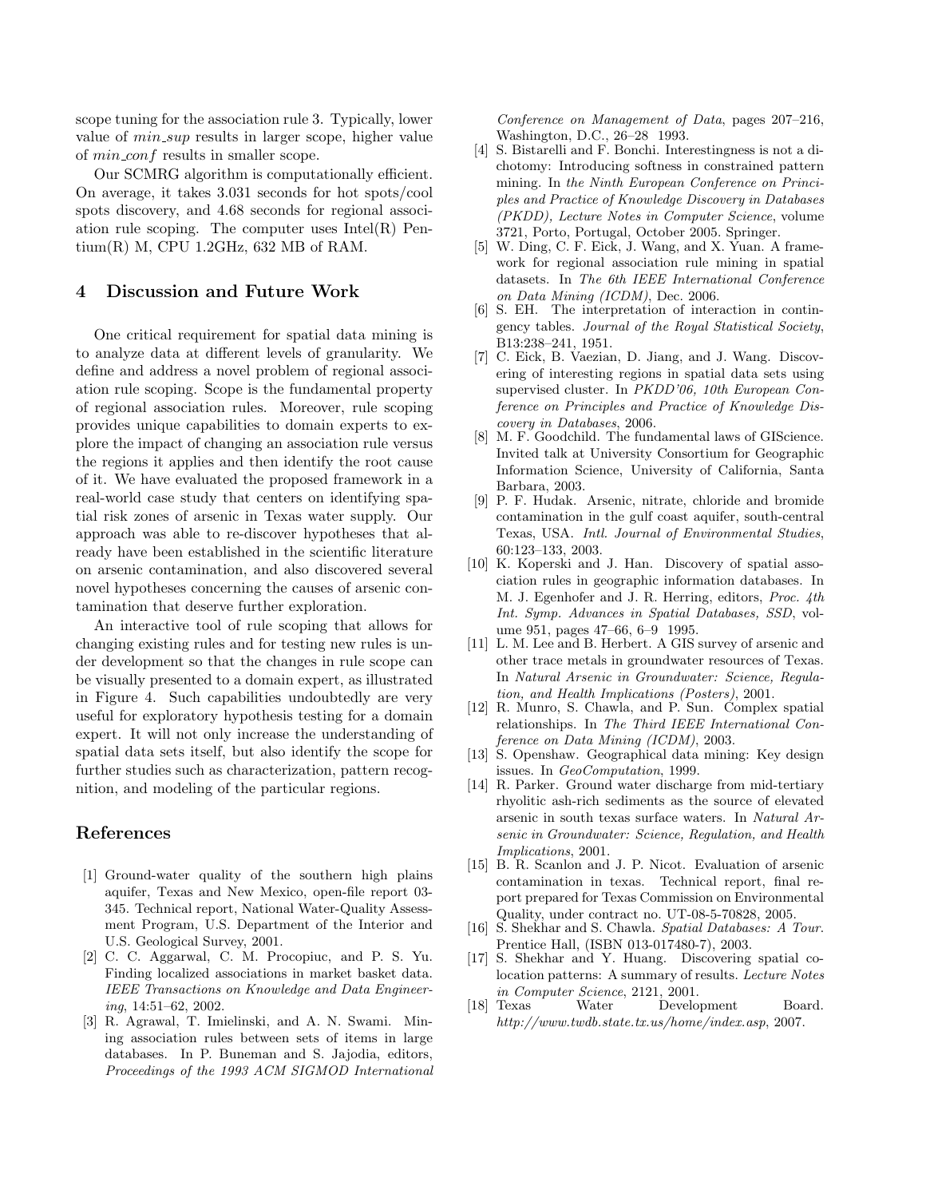scope tuning for the association rule 3. Typically, lower value of $min\_sup$ results in larger scope, higher value of $min\_conf$ results in smaller scope.

Our SCMRG algorithm is computationally efficient. On average, it takes 3.031 seconds for hot spots/cool spots discovery, and 4.68 seconds for regional association rule scoping. The computer uses Intel(R) Pentium(R) M, CPU 1.2GHz, 632 MB of RAM.

## 4 Discussion and Future Work

One critical requirement for spatial data mining is to analyze data at different levels of granularity. We define and address a novel problem of regional association rule scoping. Scope is the fundamental property of regional association rules. Moreover, rule scoping provides unique capabilities to domain experts to explore the impact of changing an association rule versus the regions it applies and then identify the root cause of it. We have evaluated the proposed framework in a real-world case study that centers on identifying spatial risk zones of arsenic in Texas water supply. Our approach was able to re-discover hypotheses that already have been established in the scientific literature on arsenic contamination, and also discovered several novel hypotheses concerning the causes of arsenic contamination that deserve further exploration.

An interactive tool of rule scoping that allows for changing existing rules and for testing new rules is under development so that the changes in rule scope can be visually presented to a domain expert, as illustrated in Figure 4. Such capabilities undoubtedly are very useful for exploratory hypothesis testing for a domain expert. It will not only increase the understanding of spatial data sets itself, but also identify the scope for further studies such as characterization, pattern recognition, and modeling of the particular regions.

## References

[1] Ground-water quality of the southern high plains aquifer, Texas and New Mexico, open-file report 03-345. Technical report, National Water-Quality Assessment Program, U.S. Department of the Interior and U.S. Geological Survey, 2001.

[2] C. C. Aggarwal, C. M. Procopiuc, and P. S. Yu. Finding localized associations in market basket data. *IEEE Transactions on Knowledge and Data Engineering*, 14:51–62, 2002.

[3] R. Agrawal, T. Imielinski, and A. N. Swami. Mining association rules between sets of items in large databases. In P. Buneman and S. Jajodia, editors, *Proceedings of the 1993 ACM SIGMOD International Conference on Management of Data*, pages 207–216, Washington, D.C., 26–28 1993.

[4] S. Bistarelli and F. Bonchi. Interestingness is not a dichotomy: Introducing softness in constrained pattern mining. In *the Ninth European Conference on Principles and Practice of Knowledge Discovery in Databases (PKDD), Lecture Notes in Computer Science*, volume 3721, Porto, Portugal, October 2005. Springer.

[5] W. Ding, C. F. Eick, J. Wang, and X. Yuan. A framework for regional association rule mining in spatial datasets. In *The 6th IEEE International Conference on Data Mining (ICDM)*, Dec. 2006.

[6] S. EH. The interpretation of interaction in contingency tables. *Journal of the Royal Statistical Society*, B13:238–241, 1951.

[7] C. Eick, B. Vaezian, D. Jiang, and J. Wang. Discovering of interesting regions in spatial data sets using supervised cluster. In *PKDD'06, 10th European Conference on Principles and Practice of Knowledge Discovery in Databases*, 2006.

[8] M. F. Goodchild. The fundamental laws of GIScience. Invited talk at University Consortium for Geographic Information Science, University of California, Santa Barbara, 2003.

[9] P. F. Hudak. Arsenic, nitrate, chloride and bromide contamination in the gulf coast aquifer, south-central Texas, USA. *Intl. Journal of Environmental Studies*, 60:123–133, 2003.

[10] K. Koperski and J. Han. Discovery of spatial association rules in geographic information databases. In M. J. Egenhofer and J. R. Herring, editors, *Proc. 4th Int. Symp. Advances in Spatial Databases, SSD*, volume 951, pages 47–66, 6–9 1995.

[11] L. M. Lee and B. Herbert. A GIS survey of arsenic and other trace metals in groundwater resources of Texas. In *Natural Arsenic in Groundwater: Science, Regulation, and Health Implications (Posters)*, 2001.

[12] R. Munro, S. Chawla, and P. Sun. Complex spatial relationships. In *The Third IEEE International Conference on Data Mining (ICDM)*, 2003.

[13] S. Openshaw. Geographical data mining: Key design issues. In *GeoComputation*, 1999.

[14] R. Parker. Ground water discharge from mid-tertiary rhyolitic ash-rich sediments as the source of elevated arsenic in south texas surface waters. In *Natural Arsenic in Groundwater: Science, Regulation, and Health Implications*, 2001.

[15] B. R. Scanlon and J. P. Nicot. Evaluation of arsenic contamination in texas. Technical report, final report prepared for Texas Commission on Environmental Quality, under contract no. UT-08-5-70828, 2005.

[16] S. Shekhar and S. Chawla. *Spatial Databases: A Tour*. Prentice Hall, (ISBN 013-017480-7), 2003.

[17] S. Shekhar and Y. Huang. Discovering spatial co-location patterns: A summary of results. *Lecture Notes in Computer Science*, 2121, 2001.

[18] Texas Water Development Board. *http://www.twdb.state.tx.us/home/index.asp*, 2007.